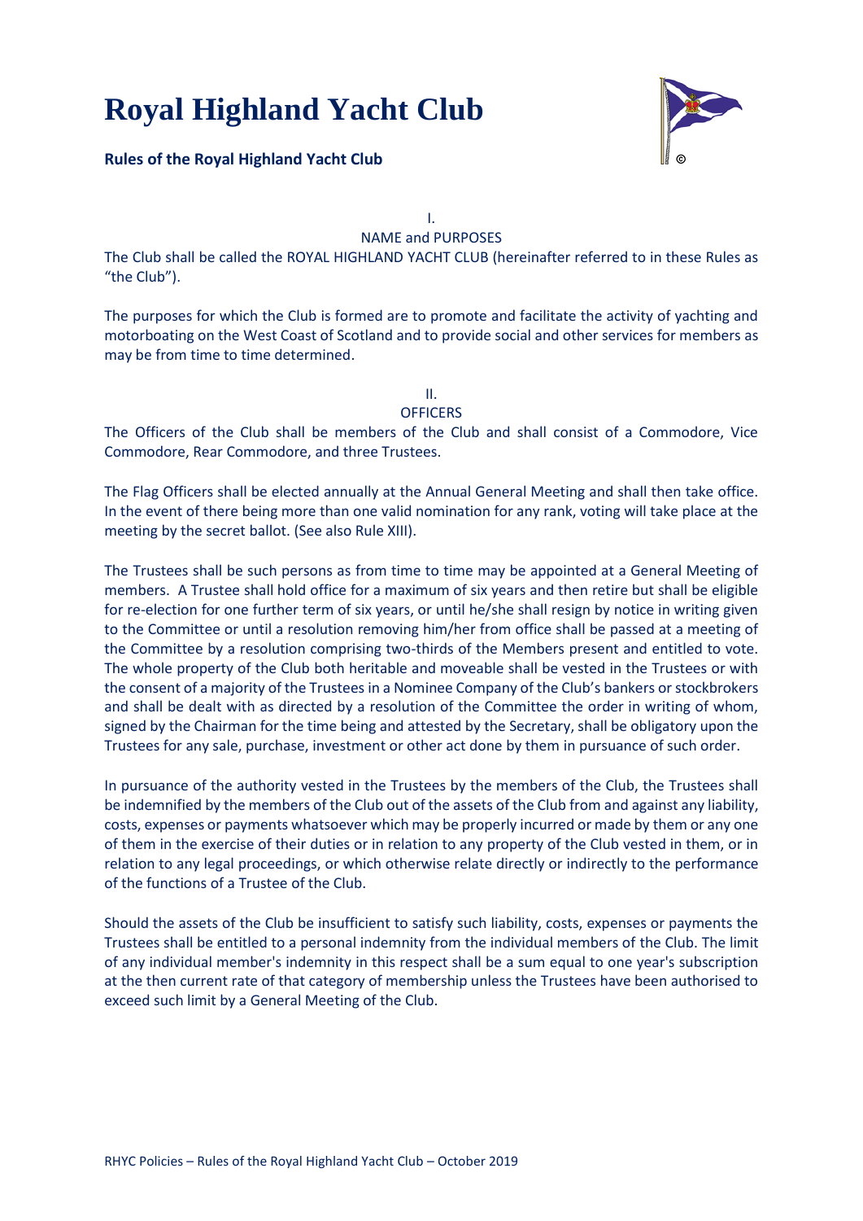# Royal Highland Yacht Club

**Rules of the Royal Highland Yacht Club**

## I.
## NAME and PURPOSES

The Club shall be called the ROYAL HIGHLAND YACHT CLUB (hereinafter referred to in these Rules as "the Club").

The purposes for which the Club is formed are to promote and facilitate the activity of yachting and motorboating on the West Coast of Scotland and to provide social and other services for members as may be from time to time determined.

## II.
## OFFICERS

The Officers of the Club shall be members of the Club and shall consist of a Commodore, Vice Commodore, Rear Commodore, and three Trustees.

The Flag Officers shall be elected annually at the Annual General Meeting and shall then take office. In the event of there being more than one valid nomination for any rank, voting will take place at the meeting by the secret ballot. (See also Rule XIII).

The Trustees shall be such persons as from time to time may be appointed at a General Meeting of members. A Trustee shall hold office for a maximum of six years and then retire but shall be eligible for re-election for one further term of six years, or until he/she shall resign by notice in writing given to the Committee or until a resolution removing him/her from office shall be passed at a meeting of the Committee by a resolution comprising two-thirds of the Members present and entitled to vote. The whole property of the Club both heritable and moveable shall be vested in the Trustees or with the consent of a majority of the Trustees in a Nominee Company of the Club's bankers or stockbrokers and shall be dealt with as directed by a resolution of the Committee the order in writing of whom, signed by the Chairman for the time being and attested by the Secretary, shall be obligatory upon the Trustees for any sale, purchase, investment or other act done by them in pursuance of such order.

In pursuance of the authority vested in the Trustees by the members of the Club, the Trustees shall be indemnified by the members of the Club out of the assets of the Club from and against any liability, costs, expenses or payments whatsoever which may be properly incurred or made by them or any one of them in the exercise of their duties or in relation to any property of the Club vested in them, or in relation to any legal proceedings, or which otherwise relate directly or indirectly to the performance of the functions of a Trustee of the Club.

Should the assets of the Club be insufficient to satisfy such liability, costs, expenses or payments the Trustees shall be entitled to a personal indemnity from the individual members of the Club. The limit of any individual member's indemnity in this respect shall be a sum equal to one year's subscription at the then current rate of that category of membership unless the Trustees have been authorised to exceed such limit by a General Meeting of the Club.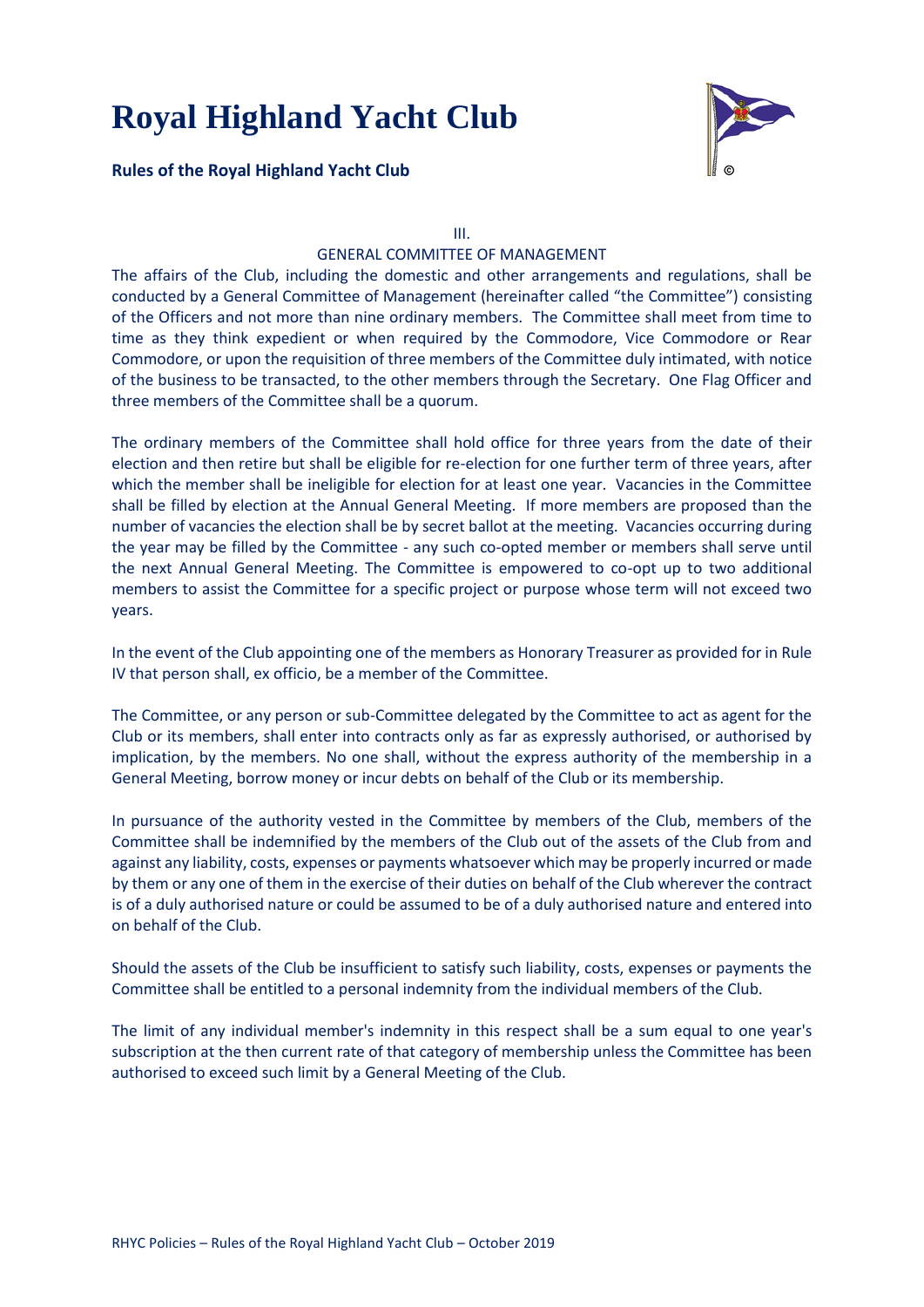III.

GENERAL COMMITTEE OF MANAGEMENT

The affairs of the Club, including the domestic and other arrangements and regulations, shall be conducted by a General Committee of Management (hereinafter called "the Committee") consisting of the Officers and not more than nine ordinary members. The Committee shall meet from time to time as they think expedient or when required by the Commodore, Vice Commodore or Rear Commodore, or upon the requisition of three members of the Committee duly intimated, with notice of the business to be transacted, to the other members through the Secretary. One Flag Officer and three members of the Committee shall be a quorum.

The ordinary members of the Committee shall hold office for three years from the date of their election and then retire but shall be eligible for re-election for one further term of three years, after which the member shall be ineligible for election for at least one year. Vacancies in the Committee shall be filled by election at the Annual General Meeting. If more members are proposed than the number of vacancies the election shall be by secret ballot at the meeting. Vacancies occurring during the year may be filled by the Committee - any such co-opted member or members shall serve until the next Annual General Meeting. The Committee is empowered to co-opt up to two additional members to assist the Committee for a specific project or purpose whose term will not exceed two years.

In the event of the Club appointing one of the members as Honorary Treasurer as provided for in Rule IV that person shall, ex officio, be a member of the Committee.

The Committee, or any person or sub-Committee delegated by the Committee to act as agent for the Club or its members, shall enter into contracts only as far as expressly authorised, or authorised by implication, by the members. No one shall, without the express authority of the membership in a General Meeting, borrow money or incur debts on behalf of the Club or its membership.

In pursuance of the authority vested in the Committee by members of the Club, members of the Committee shall be indemnified by the members of the Club out of the assets of the Club from and against any liability, costs, expenses or payments whatsoever which may be properly incurred or made by them or any one of them in the exercise of their duties on behalf of the Club wherever the contract is of a duly authorised nature or could be assumed to be of a duly authorised nature and entered into on behalf of the Club.

Should the assets of the Club be insufficient to satisfy such liability, costs, expenses or payments the Committee shall be entitled to a personal indemnity from the individual members of the Club.

The limit of any individual member's indemnity in this respect shall be a sum equal to one year's subscription at the then current rate of that category of membership unless the Committee has been authorised to exceed such limit by a General Meeting of the Club.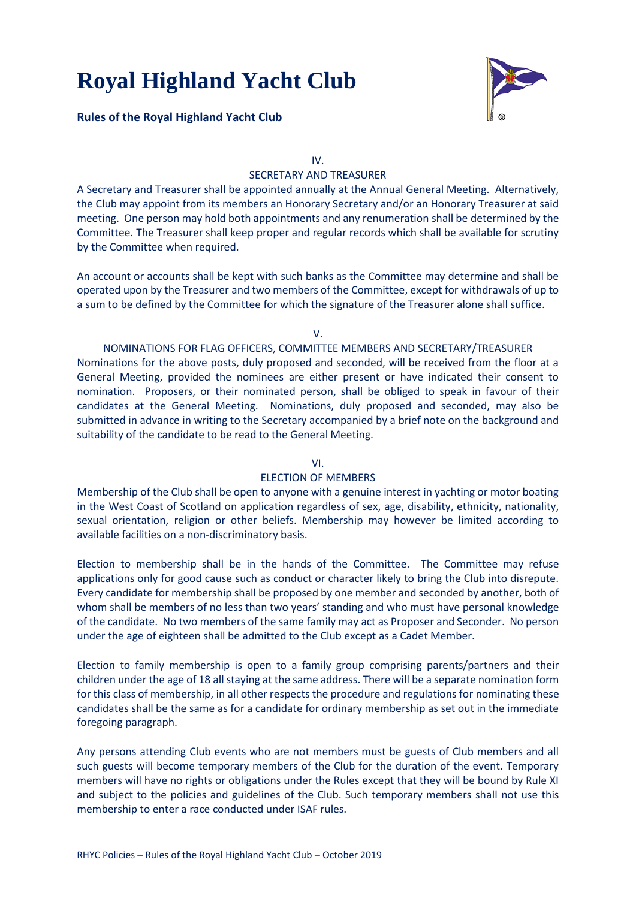IV.

SECRETARY AND TREASURER

A Secretary and Treasurer shall be appointed annually at the Annual General Meeting. Alternatively, the Club may appoint from its members an Honorary Secretary and/or an Honorary Treasurer at said meeting. One person may hold both appointments and any renumeration shall be determined by the Committee. The Treasurer shall keep proper and regular records which shall be available for scrutiny by the Committee when required.

An account or accounts shall be kept with such banks as the Committee may determine and shall be operated upon by the Treasurer and two members of the Committee, except for withdrawals of up to a sum to be defined by the Committee for which the signature of the Treasurer alone shall suffice.

V.

NOMINATIONS FOR FLAG OFFICERS, COMMITTEE MEMBERS AND SECRETARY/TREASURER

Nominations for the above posts, duly proposed and seconded, will be received from the floor at a General Meeting, provided the nominees are either present or have indicated their consent to nomination. Proposers, or their nominated person, shall be obliged to speak in favour of their candidates at the General Meeting. Nominations, duly proposed and seconded, may also be submitted in advance in writing to the Secretary accompanied by a brief note on the background and suitability of the candidate to be read to the General Meeting.

VI.

ELECTION OF MEMBERS

Membership of the Club shall be open to anyone with a genuine interest in yachting or motor boating in the West Coast of Scotland on application regardless of sex, age, disability, ethnicity, nationality, sexual orientation, religion or other beliefs. Membership may however be limited according to available facilities on a non-discriminatory basis.

Election to membership shall be in the hands of the Committee. The Committee may refuse applications only for good cause such as conduct or character likely to bring the Club into disrepute. Every candidate for membership shall be proposed by one member and seconded by another, both of whom shall be members of no less than two years' standing and who must have personal knowledge of the candidate. No two members of the same family may act as Proposer and Seconder. No person under the age of eighteen shall be admitted to the Club except as a Cadet Member.

Election to family membership is open to a family group comprising parents/partners and their children under the age of 18 all staying at the same address. There will be a separate nomination form for this class of membership, in all other respects the procedure and regulations for nominating these candidates shall be the same as for a candidate for ordinary membership as set out in the immediate foregoing paragraph.

Any persons attending Club events who are not members must be guests of Club members and all such guests will become temporary members of the Club for the duration of the event. Temporary members will have no rights or obligations under the Rules except that they will be bound by Rule XI and subject to the policies and guidelines of the Club. Such temporary members shall not use this membership to enter a race conducted under ISAF rules.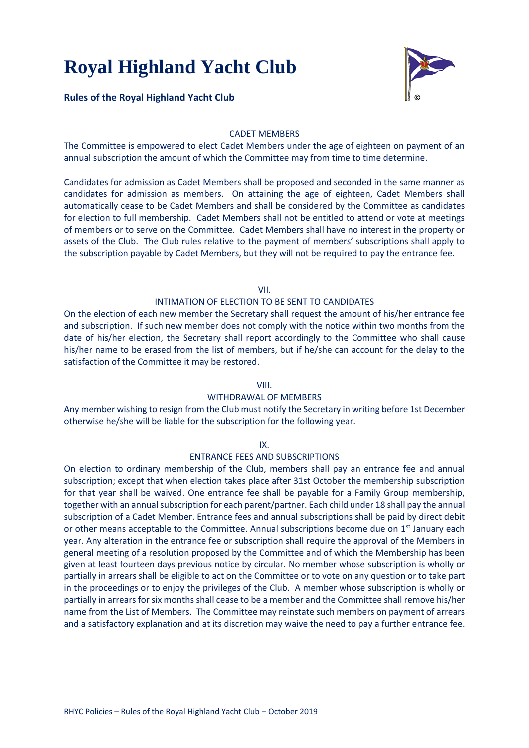### CADET MEMBERS

The Committee is empowered to elect Cadet Members under the age of eighteen on payment of an annual subscription the amount of which the Committee may from time to time determine.

Candidates for admission as Cadet Members shall be proposed and seconded in the same manner as candidates for admission as members. On attaining the age of eighteen, Cadet Members shall automatically cease to be Cadet Members and shall be considered by the Committee as candidates for election to full membership. Cadet Members shall not be entitled to attend or vote at meetings of members or to serve on the Committee. Cadet Members shall have no interest in the property or assets of the Club. The Club rules relative to the payment of members' subscriptions shall apply to the subscription payable by Cadet Members, but they will not be required to pay the entrance fee.

### VII.
### INTIMATION OF ELECTION TO BE SENT TO CANDIDATES

On the election of each new member the Secretary shall request the amount of his/her entrance fee and subscription. If such new member does not comply with the notice within two months from the date of his/her election, the Secretary shall report accordingly to the Committee who shall cause his/her name to be erased from the list of members, but if he/she can account for the delay to the satisfaction of the Committee it may be restored.

### VIII.
### WITHDRAWAL OF MEMBERS

Any member wishing to resign from the Club must notify the Secretary in writing before 1st December otherwise he/she will be liable for the subscription for the following year.

### IX.
### ENTRANCE FEES AND SUBSCRIPTIONS

On election to ordinary membership of the Club, members shall pay an entrance fee and annual subscription; except that when election takes place after 31st October the membership subscription for that year shall be waived. One entrance fee shall be payable for a Family Group membership, together with an annual subscription for each parent/partner. Each child under 18 shall pay the annual subscription of a Cadet Member. Entrance fees and annual subscriptions shall be paid by direct debit or other means acceptable to the Committee. Annual subscriptions become due on 1st January each year. Any alteration in the entrance fee or subscription shall require the approval of the Members in general meeting of a resolution proposed by the Committee and of which the Membership has been given at least fourteen days previous notice by circular. No member whose subscription is wholly or partially in arrears shall be eligible to act on the Committee or to vote on any question or to take part in the proceedings or to enjoy the privileges of the Club. A member whose subscription is wholly or partially in arrears for six months shall cease to be a member and the Committee shall remove his/her name from the List of Members. The Committee may reinstate such members on payment of arrears and a satisfactory explanation and at its discretion may waive the need to pay a further entrance fee.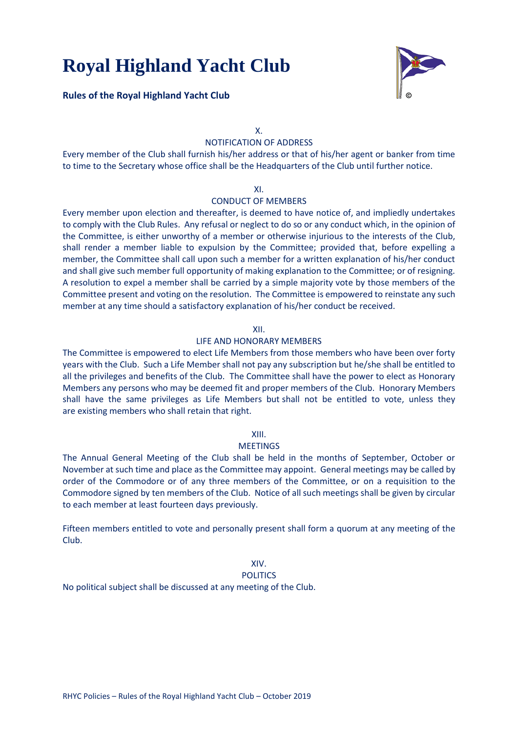# Royal Highland Yacht Club

**Rules of the Royal Highland Yacht Club**

X.

NOTIFICATION OF ADDRESS

Every member of the Club shall furnish his/her address or that of his/her agent or banker from time to time to the Secretary whose office shall be the Headquarters of the Club until further notice.

XI.

CONDUCT OF MEMBERS

Every member upon election and thereafter, is deemed to have notice of, and impliedly undertakes to comply with the Club Rules. Any refusal or neglect to do so or any conduct which, in the opinion of the Committee, is either unworthy of a member or otherwise injurious to the interests of the Club, shall render a member liable to expulsion by the Committee; provided that, before expelling a member, the Committee shall call upon such a member for a written explanation of his/her conduct and shall give such member full opportunity of making explanation to the Committee; or of resigning. A resolution to expel a member shall be carried by a simple majority vote by those members of the Committee present and voting on the resolution. The Committee is empowered to reinstate any such member at any time should a satisfactory explanation of his/her conduct be received.

XII.

LIFE AND HONORARY MEMBERS

The Committee is empowered to elect Life Members from those members who have been over forty years with the Club. Such a Life Member shall not pay any subscription but he/she shall be entitled to all the privileges and benefits of the Club. The Committee shall have the power to elect as Honorary Members any persons who may be deemed fit and proper members of the Club. Honorary Members shall have the same privileges as Life Members but shall not be entitled to vote, unless they are existing members who shall retain that right.

XIII.

MEETINGS

The Annual General Meeting of the Club shall be held in the months of September, October or November at such time and place as the Committee may appoint. General meetings may be called by order of the Commodore or of any three members of the Committee, or on a requisition to the Commodore signed by ten members of the Club. Notice of all such meetings shall be given by circular to each member at least fourteen days previously.

Fifteen members entitled to vote and personally present shall form a quorum at any meeting of the Club.

XIV.

POLITICS

No political subject shall be discussed at any meeting of the Club.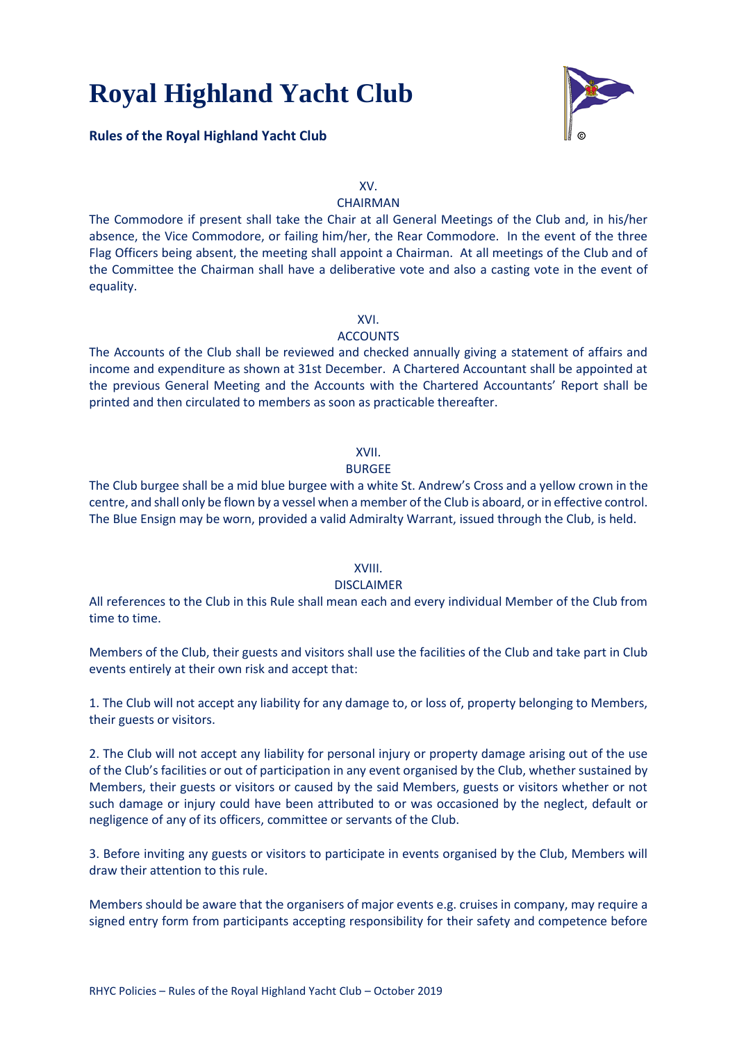### XV.
### CHAIRMAN

The Commodore if present shall take the Chair at all General Meetings of the Club and, in his/her absence, the Vice Commodore, or failing him/her, the Rear Commodore. In the event of the three Flag Officers being absent, the meeting shall appoint a Chairman. At all meetings of the Club and of the Committee the Chairman shall have a deliberative vote and also a casting vote in the event of equality.

### XVI.
### ACCOUNTS

The Accounts of the Club shall be reviewed and checked annually giving a statement of affairs and income and expenditure as shown at 31st December. A Chartered Accountant shall be appointed at the previous General Meeting and the Accounts with the Chartered Accountants' Report shall be printed and then circulated to members as soon as practicable thereafter.

### XVII.
### BURGEE

The Club burgee shall be a mid blue burgee with a white St. Andrew's Cross and a yellow crown in the centre, and shall only be flown by a vessel when a member of the Club is aboard, or in effective control. The Blue Ensign may be worn, provided a valid Admiralty Warrant, issued through the Club, is held.

### XVIII.
### DISCLAIMER

All references to the Club in this Rule shall mean each and every individual Member of the Club from time to time.

Members of the Club, their guests and visitors shall use the facilities of the Club and take part in Club events entirely at their own risk and accept that:

1. The Club will not accept any liability for any damage to, or loss of, property belonging to Members, their guests or visitors.

2. The Club will not accept any liability for personal injury or property damage arising out of the use of the Club's facilities or out of participation in any event organised by the Club, whether sustained by Members, their guests or visitors or caused by the said Members, guests or visitors whether or not such damage or injury could have been attributed to or was occasioned by the neglect, default or negligence of any of its officers, committee or servants of the Club.

3. Before inviting any guests or visitors to participate in events organised by the Club, Members will draw their attention to this rule.

Members should be aware that the organisers of major events e.g. cruises in company, may require a signed entry form from participants accepting responsibility for their safety and competence before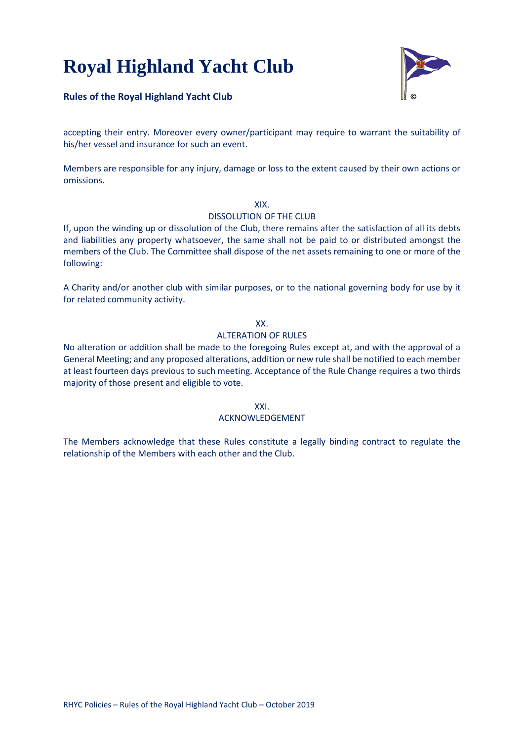accepting their entry. Moreover every owner/participant may require to warrant the suitability of his/her vessel and insurance for such an event.

Members are responsible for any injury, damage or loss to the extent caused by their own actions or omissions.

XIX.

DISSOLUTION OF THE CLUB

If, upon the winding up or dissolution of the Club, there remains after the satisfaction of all its debts and liabilities any property whatsoever, the same shall not be paid to or distributed amongst the members of the Club. The Committee shall dispose of the net assets remaining to one or more of the following:

A Charity and/or another club with similar purposes, or to the national governing body for use by it for related community activity.

XX.

ALTERATION OF RULES

No alteration or addition shall be made to the foregoing Rules except at, and with the approval of a General Meeting; and any proposed alterations, addition or new rule shall be notified to each member at least fourteen days previous to such meeting. Acceptance of the Rule Change requires a two thirds majority of those present and eligible to vote.

XXI.

ACKNOWLEDGEMENT

The Members acknowledge that these Rules constitute a legally binding contract to regulate the relationship of the Members with each other and the Club.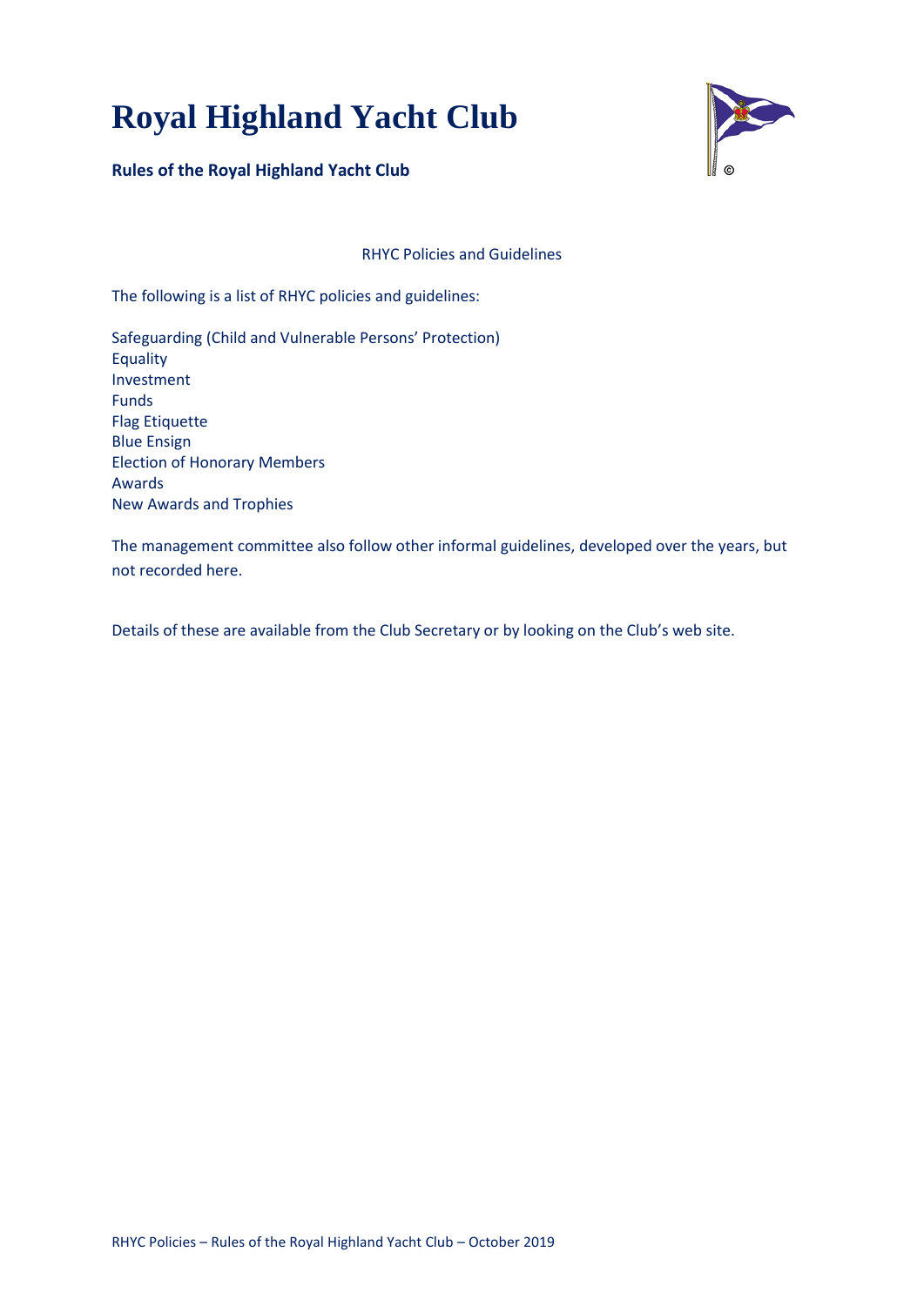# Royal Highland Yacht Club

**Rules of the Royal Highland Yacht Club**

RHYC Policies and Guidelines

The following is a list of RHYC policies and guidelines:

Safeguarding (Child and Vulnerable Persons' Protection)
Equality
Investment
Funds
Flag Etiquette
Blue Ensign
Election of Honorary Members
Awards
New Awards and Trophies

The management committee also follow other informal guidelines, developed over the years, but not recorded here.

Details of these are available from the Club Secretary or by looking on the Club's web site.